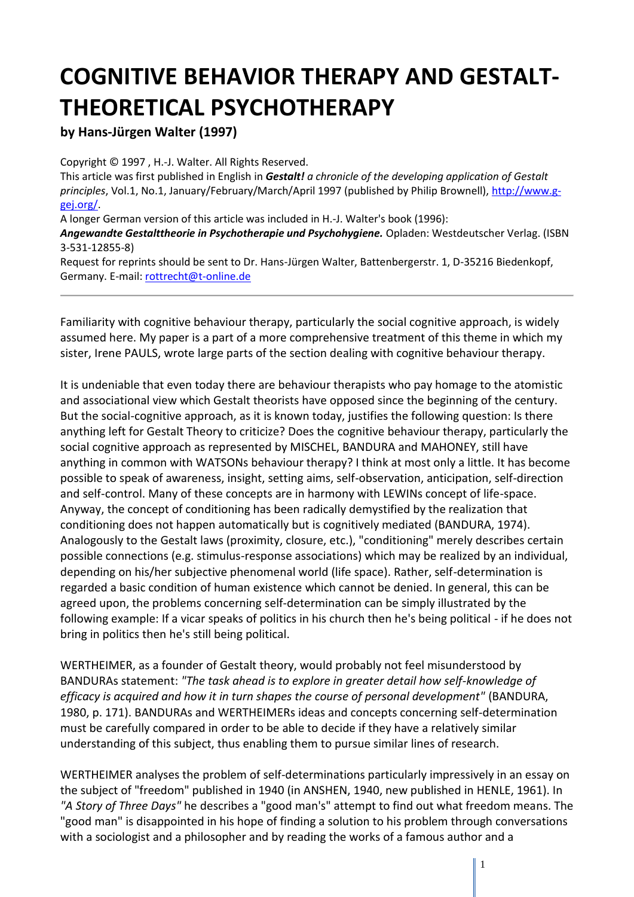# COGNITIVE BEHAVIOR THERAPY AND GESTALT-THEORETICAL PSYCHOTHERAPY

**by Hans-Jürgen Walter (1997)**

Copyright © 1997 , H.-J. Walter. All Rights Reserved.
This article was first published in English in ***Gestalt!*** *a chronicle of the developing application of Gestalt principles*, Vol.1, No.1, January/February/March/April 1997 (published by Philip Brownell), http://www.g-gej.org/.
A longer German version of this article was included in H.-J. Walter's book (1996):
***Angewandte Gestalttheorie in Psychotherapie und Psychohygiene.*** Opladen: Westdeutscher Verlag. (ISBN 3-531-12855-8)
Request for reprints should be sent to Dr. Hans-Jürgen Walter, Battenbergerstr. 1, D-35216 Biedenkopf, Germany. E-mail: rottrecht@t-online.de

---

Familiarity with cognitive behaviour therapy, particularly the social cognitive approach, is widely assumed here. My paper is a part of a more comprehensive treatment of this theme in which my sister, Irene PAULS, wrote large parts of the section dealing with cognitive behaviour therapy.

It is undeniable that even today there are behaviour therapists who pay homage to the atomistic and associational view which Gestalt theorists have opposed since the beginning of the century. But the social-cognitive approach, as it is known today, justifies the following question: Is there anything left for Gestalt Theory to criticize? Does the cognitive behaviour therapy, particularly the social cognitive approach as represented by MISCHEL, BANDURA and MAHONEY, still have anything in common with WATSONs behaviour therapy? I think at most only a little. It has become possible to speak of awareness, insight, setting aims, self-observation, anticipation, self-direction and self-control. Many of these concepts are in harmony with LEWINs concept of life-space. Anyway, the concept of conditioning has been radically demystified by the realization that conditioning does not happen automatically but is cognitively mediated (BANDURA, 1974). Analogously to the Gestalt laws (proximity, closure, etc.), "conditioning" merely describes certain possible connections (e.g. stimulus-response associations) which may be realized by an individual, depending on his/her subjective phenomenal world (life space). Rather, self-determination is regarded a basic condition of human existence which cannot be denied. In general, this can be agreed upon, the problems concerning self-determination can be simply illustrated by the following example: If a vicar speaks of politics in his church then he's being political - if he does not bring in politics then he's still being political.

WERTHEIMER, as a founder of Gestalt theory, would probably not feel misunderstood by BANDURAs statement: *"The task ahead is to explore in greater detail how self-knowledge of efficacy is acquired and how it in turn shapes the course of personal development"* (BANDURA, 1980, p. 171). BANDURAs and WERTHEIMERs ideas and concepts concerning self-determination must be carefully compared in order to be able to decide if they have a relatively similar understanding of this subject, thus enabling them to pursue similar lines of research.

WERTHEIMER analyses the problem of self-determinations particularly impressively in an essay on the subject of "freedom" published in 1940 (in ANSHEN, 1940, new published in HENLE, 1961). In *"A Story of Three Days"* he describes a "good man's" attempt to find out what freedom means. The "good man" is disappointed in his hope of finding a solution to his problem through conversations with a sociologist and a philosopher and by reading the works of a famous author and a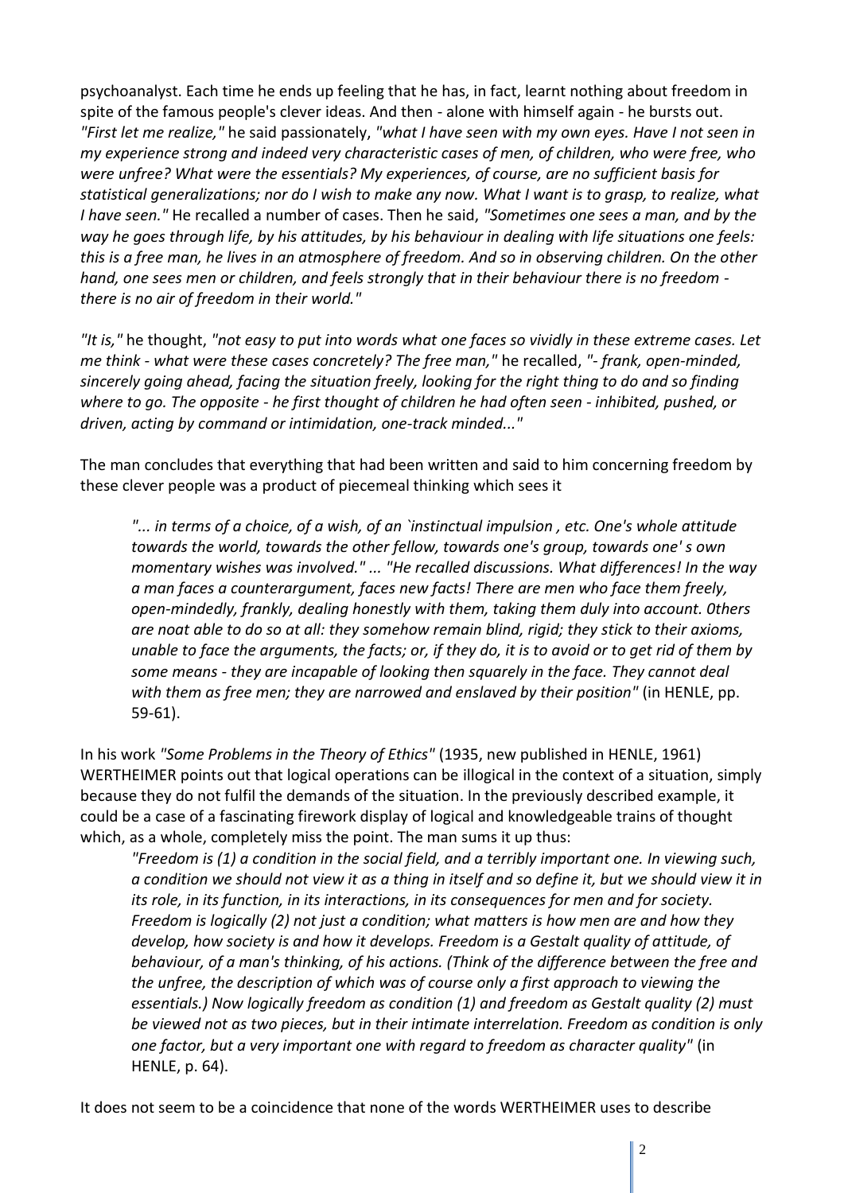psychoanalyst. Each time he ends up feeling that he has, in fact, learnt nothing about freedom in spite of the famous people's clever ideas. And then - alone with himself again - he bursts out. *"First let me realize,"* he said passionately, *"what I have seen with my own eyes. Have I not seen in my experience strong and indeed very characteristic cases of men, of children, who were free, who were unfree? What were the essentials? My experiences, of course, are no sufficient basis for statistical generalizations; nor do I wish to make any now. What I want is to grasp, to realize, what I have seen."* He recalled a number of cases. Then he said, *"Sometimes one sees a man, and by the way he goes through life, by his attitudes, by his behaviour in dealing with life situations one feels: this is a free man, he lives in an atmosphere of freedom. And so in observing children. On the other hand, one sees men or children, and feels strongly that in their behaviour there is no freedom - there is no air of freedom in their world."*

*"It is,"* he thought, *"not easy to put into words what one faces so vividly in these extreme cases. Let me think - what were these cases concretely? The free man,"* he recalled, *"- frank, open-minded, sincerely going ahead, facing the situation freely, looking for the right thing to do and so finding where to go. The opposite - he first thought of children he had often seen - inhibited, pushed, or driven, acting by command or intimidation, one-track minded..."*

The man concludes that everything that had been written and said to him concerning freedom by these clever people was a product of piecemeal thinking which sees it

> *"... in terms of a choice, of a wish, of an `instinctual impulsion , etc. One's whole attitude towards the world, towards the other fellow, towards one's group, towards one' s own momentary wishes was involved." ... "He recalled discussions. What differences! In the way a man faces a counterargument, faces new facts! There are men who face them freely, open-mindedly, frankly, dealing honestly with them, taking them duly into account. 0thers are noat able to do so at all: they somehow remain blind, rigid; they stick to their axioms, unable to face the arguments, the facts; or, if they do, it is to avoid or to get rid of them by some means - they are incapable of looking then squarely in the face. They cannot deal with them as free men; they are narrowed and enslaved by their position"* (in HENLE, pp. 59-61).

In his work *"Some Problems in the Theory of Ethics"* (1935, new published in HENLE, 1961) WERTHEIMER points out that logical operations can be illogical in the context of a situation, simply because they do not fulfil the demands of the situation. In the previously described example, it could be a case of a fascinating firework display of logical and knowledgeable trains of thought which, as a whole, completely miss the point. The man sums it up thus:

> *"Freedom is (1) a condition in the social field, and a terribly important one. In viewing such, a condition we should not view it as a thing in itself and so define it, but we should view it in its role, in its function, in its interactions, in its consequences for men and for society. Freedom is logically (2) not just a condition; what matters is how men are and how they develop, how society is and how it develops. Freedom is a Gestalt quality of attitude, of behaviour, of a man's thinking, of his actions. (Think of the difference between the free and the unfree, the description of which was of course only a first approach to viewing the essentials.) Now logically freedom as condition (1) and freedom as Gestalt quality (2) must be viewed not as two pieces, but in their intimate interrelation. Freedom as condition is only one factor, but a very important one with regard to freedom as character quality"* (in HENLE, p. 64).

It does not seem to be a coincidence that none of the words WERTHEIMER uses to describe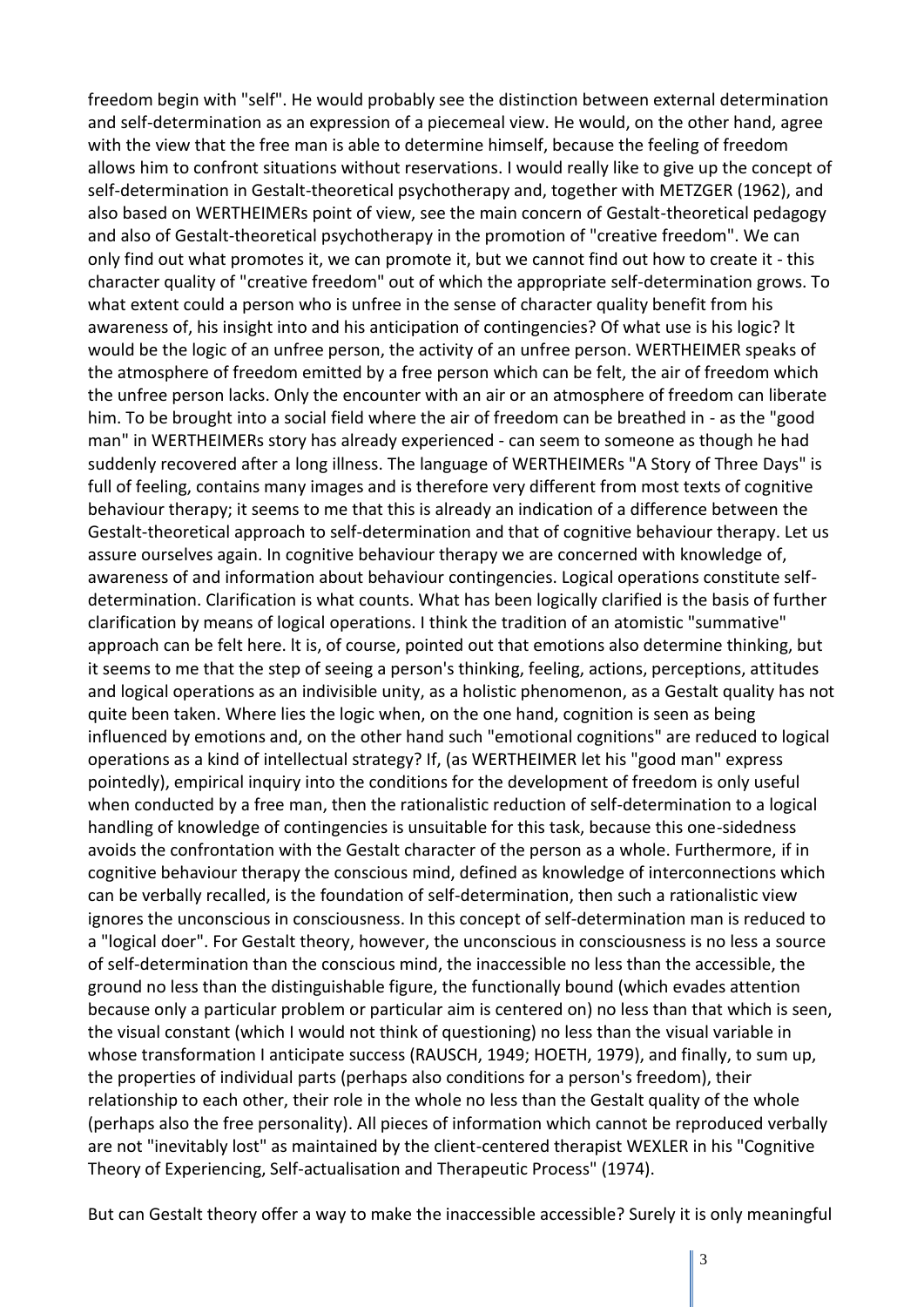freedom begin with "self". He would probably see the distinction between external determination and self-determination as an expression of a piecemeal view. He would, on the other hand, agree with the view that the free man is able to determine himself, because the feeling of freedom allows him to confront situations without reservations. I would really like to give up the concept of self-determination in Gestalt-theoretical psychotherapy and, together with METZGER (1962), and also based on WERTHEIMERs point of view, see the main concern of Gestalt-theoretical pedagogy and also of Gestalt-theoretical psychotherapy in the promotion of "creative freedom". We can only find out what promotes it, we can promote it, but we cannot find out how to create it - this character quality of "creative freedom" out of which the appropriate self-determination grows. To what extent could a person who is unfree in the sense of character quality benefit from his awareness of, his insight into and his anticipation of contingencies? Of what use is his logic? lt would be the logic of an unfree person, the activity of an unfree person. WERTHEIMER speaks of the atmosphere of freedom emitted by a free person which can be felt, the air of freedom which the unfree person lacks. Only the encounter with an air or an atmosphere of freedom can liberate him. To be brought into a social field where the air of freedom can be breathed in - as the "good man" in WERTHEIMERs story has already experienced - can seem to someone as though he had suddenly recovered after a long illness. The language of WERTHEIMERs "A Story of Three Days" is full of feeling, contains many images and is therefore very different from most texts of cognitive behaviour therapy; it seems to me that this is already an indication of a difference between the Gestalt-theoretical approach to self-determination and that of cognitive behaviour therapy. Let us assure ourselves again. In cognitive behaviour therapy we are concerned with knowledge of, awareness of and information about behaviour contingencies. Logical operations constitute self-determination. Clarification is what counts. What has been logically clarified is the basis of further clarification by means of logical operations. I think the tradition of an atomistic "summative" approach can be felt here. lt is, of course, pointed out that emotions also determine thinking, but it seems to me that the step of seeing a person's thinking, feeling, actions, perceptions, attitudes and logical operations as an indivisible unity, as a holistic phenomenon, as a Gestalt quality has not quite been taken. Where lies the logic when, on the one hand, cognition is seen as being influenced by emotions and, on the other hand such "emotional cognitions" are reduced to logical operations as a kind of intellectual strategy? If, (as WERTHEIMER let his "good man" express pointedly), empirical inquiry into the conditions for the development of freedom is only useful when conducted by a free man, then the rationalistic reduction of self-determination to a logical handling of knowledge of contingencies is unsuitable for this task, because this one-sidedness avoids the confrontation with the Gestalt character of the person as a whole. Furthermore, if in cognitive behaviour therapy the conscious mind, defined as knowledge of interconnections which can be verbally recalled, is the foundation of self-determination, then such a rationalistic view ignores the unconscious in consciousness. In this concept of self-determination man is reduced to a "logical doer". For Gestalt theory, however, the unconscious in consciousness is no less a source of self-determination than the conscious mind, the inaccessible no less than the accessible, the ground no less than the distinguishable figure, the functionally bound (which evades attention because only a particular problem or particular aim is centered on) no less than that which is seen, the visual constant (which I would not think of questioning) no less than the visual variable in whose transformation I anticipate success (RAUSCH, 1949; HOETH, 1979), and finally, to sum up, the properties of individual parts (perhaps also conditions for a person's freedom), their relationship to each other, their role in the whole no less than the Gestalt quality of the whole (perhaps also the free personality). All pieces of information which cannot be reproduced verbally are not "inevitably lost" as maintained by the client-centered therapist WEXLER in his "Cognitive Theory of Experiencing, Self-actualisation and Therapeutic Process" (1974).

But can Gestalt theory offer a way to make the inaccessible accessible? Surely it is only meaningful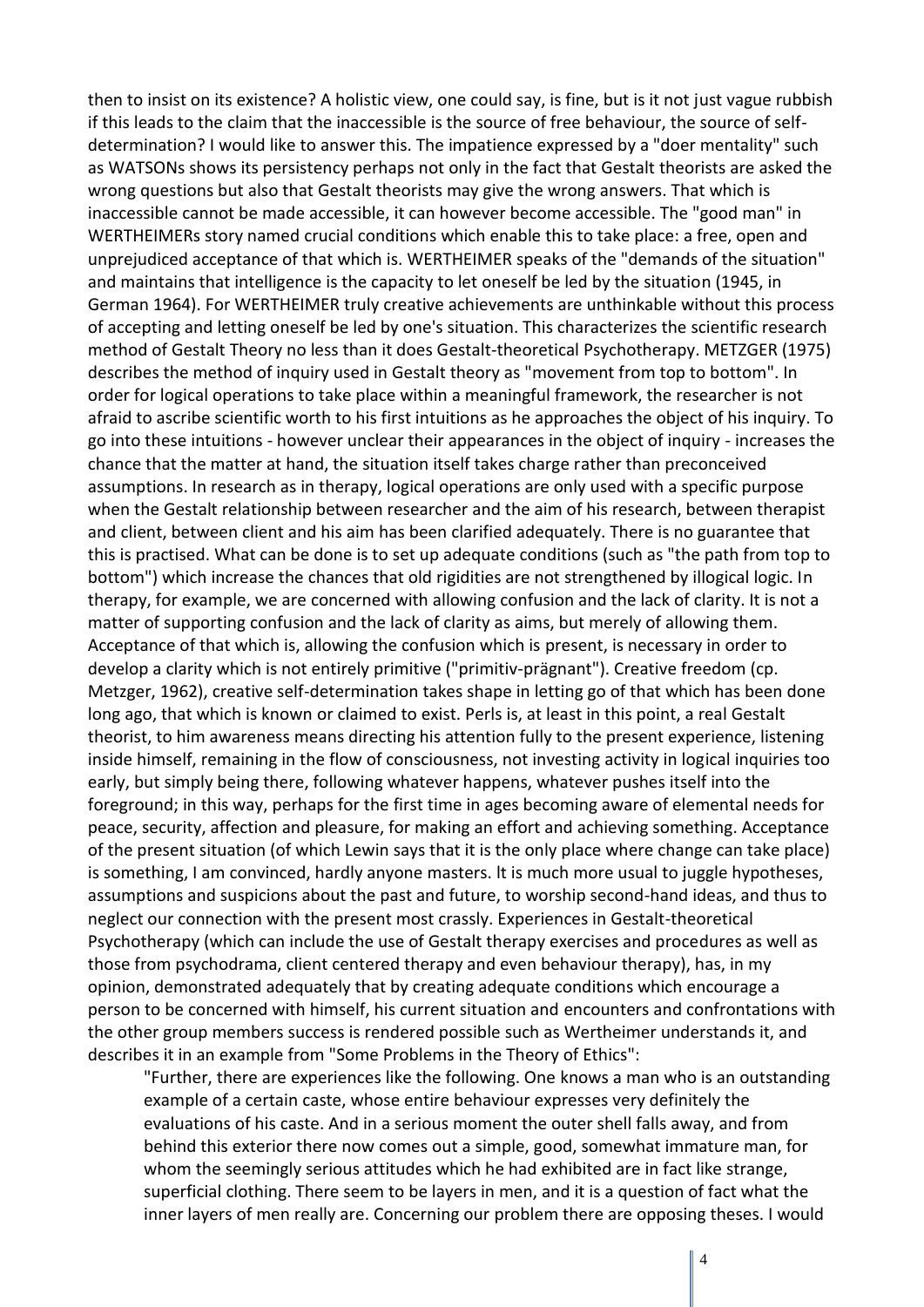then to insist on its existence? A holistic view, one could say, is fine, but is it not just vague rubbish if this leads to the claim that the inaccessible is the source of free behaviour, the source of self-determination? I would like to answer this. The impatience expressed by a "doer mentality" such as WATSONs shows its persistency perhaps not only in the fact that Gestalt theorists are asked the wrong questions but also that Gestalt theorists may give the wrong answers. That which is inaccessible cannot be made accessible, it can however become accessible. The "good man" in WERTHEIMERs story named crucial conditions which enable this to take place: a free, open and unprejudiced acceptance of that which is. WERTHEIMER speaks of the "demands of the situation" and maintains that intelligence is the capacity to let oneself be led by the situation (1945, in German 1964). For WERTHEIMER truly creative achievements are unthinkable without this process of accepting and letting oneself be led by one's situation. This characterizes the scientific research method of Gestalt Theory no less than it does Gestalt-theoretical Psychotherapy. METZGER (1975) describes the method of inquiry used in Gestalt theory as "movement from top to bottom". In order for logical operations to take place within a meaningful framework, the researcher is not afraid to ascribe scientific worth to his first intuitions as he approaches the object of his inquiry. To go into these intuitions - however unclear their appearances in the object of inquiry - increases the chance that the matter at hand, the situation itself takes charge rather than preconceived assumptions. In research as in therapy, logical operations are only used with a specific purpose when the Gestalt relationship between researcher and the aim of his research, between therapist and client, between client and his aim has been clarified adequately. There is no guarantee that this is practised. What can be done is to set up adequate conditions (such as "the path from top to bottom") which increase the chances that old rigidities are not strengthened by illogical logic. In therapy, for example, we are concerned with allowing confusion and the lack of clarity. It is not a matter of supporting confusion and the lack of clarity as aims, but merely of allowing them. Acceptance of that which is, allowing the confusion which is present, is necessary in order to develop a clarity which is not entirely primitive ("primitiv-prägnant"). Creative freedom (cp. Metzger, 1962), creative self-determination takes shape in letting go of that which has been done long ago, that which is known or claimed to exist. Perls is, at least in this point, a real Gestalt theorist, to him awareness means directing his attention fully to the present experience, listening inside himself, remaining in the flow of consciousness, not investing activity in logical inquiries too early, but simply being there, following whatever happens, whatever pushes itself into the foreground; in this way, perhaps for the first time in ages becoming aware of elemental needs for peace, security, affection and pleasure, for making an effort and achieving something. Acceptance of the present situation (of which Lewin says that it is the only place where change can take place) is something, I am convinced, hardly anyone masters. lt is much more usual to juggle hypotheses, assumptions and suspicions about the past and future, to worship second-hand ideas, and thus to neglect our connection with the present most crassly. Experiences in Gestalt-theoretical Psychotherapy (which can include the use of Gestalt therapy exercises and procedures as well as those from psychodrama, client centered therapy and even behaviour therapy), has, in my opinion, demonstrated adequately that by creating adequate conditions which encourage a person to be concerned with himself, his current situation and encounters and confrontations with the other group members success is rendered possible such as Wertheimer understands it, and describes it in an example from "Some Problems in the Theory of Ethics":

> "Further, there are experiences like the following. One knows a man who is an outstanding example of a certain caste, whose entire behaviour expresses very definitely the evaluations of his caste. And in a serious moment the outer shell falls away, and from behind this exterior there now comes out a simple, good, somewhat immature man, for whom the seemingly serious attitudes which he had exhibited are in fact like strange, superficial clothing. There seem to be layers in men, and it is a question of fact what the inner layers of men really are. Concerning our problem there are opposing theses. I would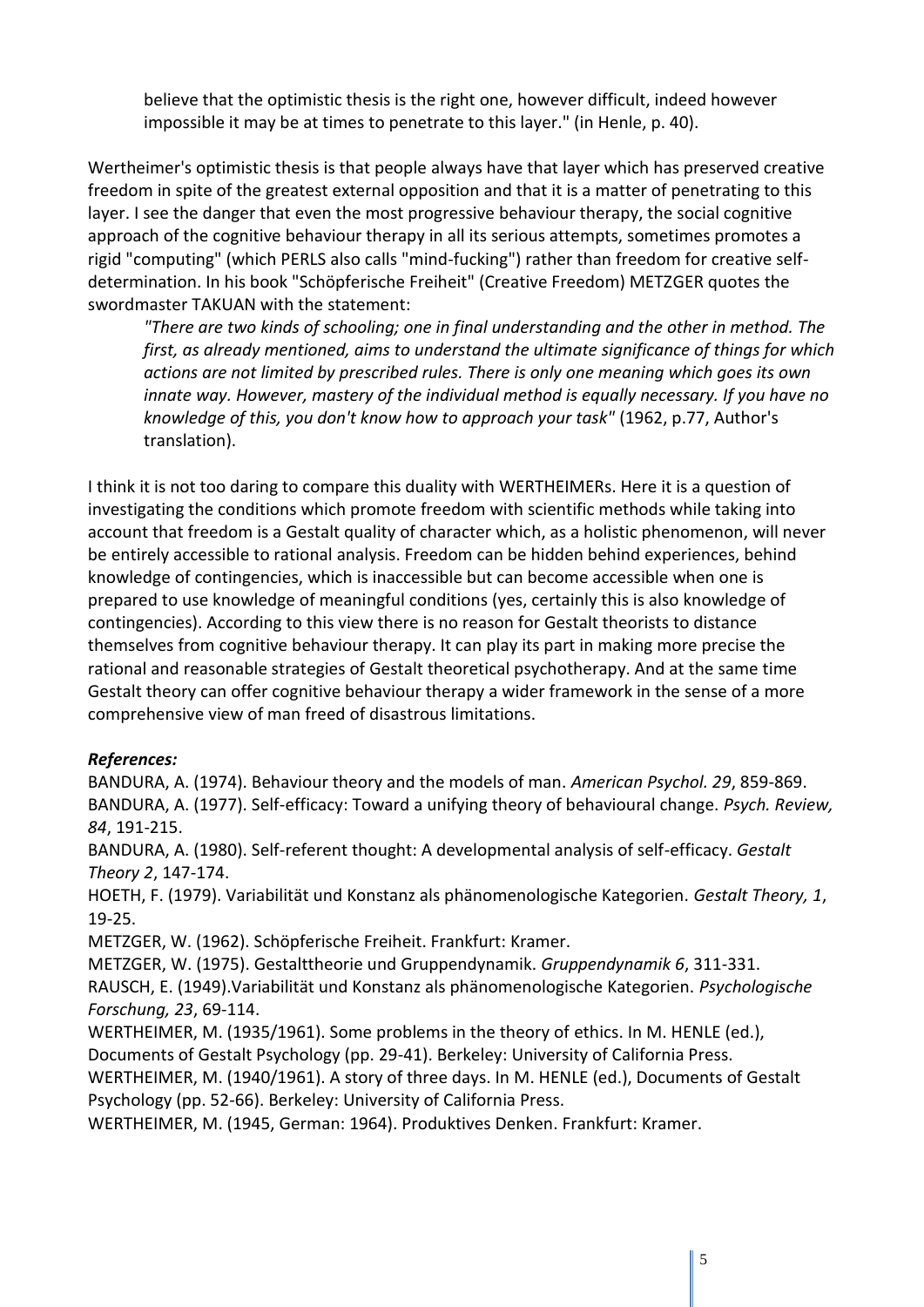believe that the optimistic thesis is the right one, however difficult, indeed however impossible it may be at times to penetrate to this layer." (in Henle, p. 40).

Wertheimer's optimistic thesis is that people always have that layer which has preserved creative freedom in spite of the greatest external opposition and that it is a matter of penetrating to this layer. I see the danger that even the most progressive behaviour therapy, the social cognitive approach of the cognitive behaviour therapy in all its serious attempts, sometimes promotes a rigid "computing" (which PERLS also calls "mind-fucking") rather than freedom for creative self-determination. In his book "Schöpferische Freiheit" (Creative Freedom) METZGER quotes the swordmaster TAKUAN with the statement:

> *"There are two kinds of schooling; one in final understanding and the other in method. The first, as already mentioned, aims to understand the ultimate significance of things for which actions are not limited by prescribed rules. There is only one meaning which goes its own innate way. However, mastery of the individual method is equally necessary. If you have no knowledge of this, you don't know how to approach your task"* (1962, p.77, Author's translation).

I think it is not too daring to compare this duality with WERTHEIMERs. Here it is a question of investigating the conditions which promote freedom with scientific methods while taking into account that freedom is a Gestalt quality of character which, as a holistic phenomenon, will never be entirely accessible to rational analysis. Freedom can be hidden behind experiences, behind knowledge of contingencies, which is inaccessible but can become accessible when one is prepared to use knowledge of meaningful conditions (yes, certainly this is also knowledge of contingencies). According to this view there is no reason for Gestalt theorists to distance themselves from cognitive behaviour therapy. It can play its part in making more precise the rational and reasonable strategies of Gestalt theoretical psychotherapy. And at the same time Gestalt theory can offer cognitive behaviour therapy a wider framework in the sense of a more comprehensive view of man freed of disastrous limitations.

***References:***

BANDURA, A. (1974). Behaviour theory and the models of man. *American Psychol. 29*, 859-869.
BANDURA, A. (1977). Self-efficacy: Toward a unifying theory of behavioural change. *Psych. Review, 84*, 191-215.
BANDURA, A. (1980). Self-referent thought: A developmental analysis of self-efficacy. *Gestalt Theory 2*, 147-174.
HOETH, F. (1979). Variabilität und Konstanz als phänomenologische Kategorien. *Gestalt Theory, 1*, 19-25.
METZGER, W. (1962). Schöpferische Freiheit. Frankfurt: Kramer.
METZGER, W. (1975). Gestalttheorie und Gruppendynamik. *Gruppendynamik 6*, 311-331.
RAUSCH, E. (1949).Variabilität und Konstanz als phänomenologische Kategorien. *Psychologische Forschung, 23*, 69-114.
WERTHEIMER, M. (1935/1961). Some problems in the theory of ethics. In M. HENLE (ed.), Documents of Gestalt Psychology (pp. 29-41). Berkeley: University of California Press.
WERTHEIMER, M. (1940/1961). A story of three days. In M. HENLE (ed.), Documents of Gestalt Psychology (pp. 52-66). Berkeley: University of California Press.
WERTHEIMER, M. (1945, German: 1964). Produktives Denken. Frankfurt: Kramer.